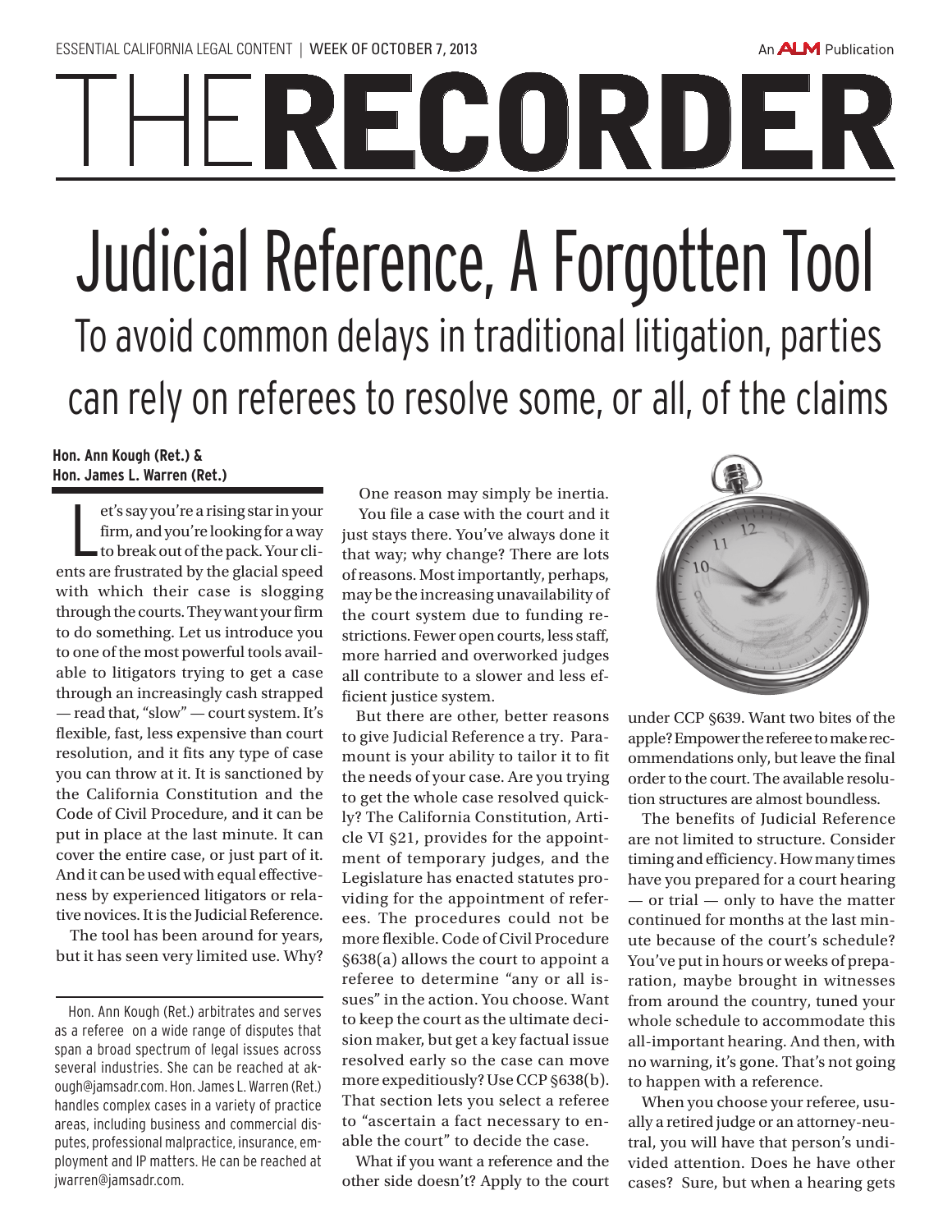ESSENTIAL CALIFORNIA LEGAL CONTENT | WEEK OF OCTOBER 7, 2013

# THE RECORDER

# Judicial Reference, A Forgotten Tool

## To avoid common delays in traditional litigation, parties can rely on referees to resolve some, or all, of the claims

**Hon. Ann Kough (Ret.) & Hon. James L. Warren (Ret.)**

Let's say you're a rising star in your firm, and you're looking for a way to break out of the pack. Your clients are frustrated by the glacial speed with which their case is slogging through the courts. They want your firm to do something. Let us introduce you to one of the most powerful tools available to litigators trying to get a case through an increasingly cash strapped — read that, "slow" — court system. It's flexible, fast, less expensive than court resolution, and it fits any type of case you can throw at it. It is sanctioned by the California Constitution and the Code of Civil Procedure, and it can be put in place at the last minute. It can cover the entire case, or just part of it. And it can be used with equal effectiveness by experienced litigators or relative novices. It is the Judicial Reference.

The tool has been around for years, but it has seen very limited use. Why?

One reason may simply be inertia. You file a case with the court and it just stays there. You've always done it that way; why change? There are lots of reasons. Most importantly, perhaps, may be the increasing unavailability of the court system due to funding restrictions. Fewer open courts, less staff, more harried and overworked judges all contribute to a slower and less efficient justice system.

But there are other, better reasons to give Judicial Reference a try. Paramount is your ability to tailor it to fit the needs of your case. Are you trying to get the whole case resolved quickly? The California Constitution, Article VI §21, provides for the appointment of temporary judges, and the Legislature has enacted statutes providing for the appointment of referees. The procedures could not be more flexible. Code of Civil Procedure §638(a) allows the court to appoint a referee to determine "any or all issues" in the action. You choose. Want to keep the court as the ultimate decision maker, but get a key factual issue resolved early so the case can move more expeditiously? Use CCP §638(b). That section lets you select a referee to "ascertain a fact necessary to enable the court" to decide the case.

What if you want a reference and the other side doesn't? Apply to the court under CCP §639. Want two bites of the apple? Empower the referee to make recommendations only, but leave the final order to the court. The available resolution structures are almost boundless.

The benefits of Judicial Reference are not limited to structure. Consider timing and efficiency. How many times have you prepared for a court hearing — or trial — only to have the matter continued for months at the last minute because of the court's schedule? You've put in hours or weeks of preparation, maybe brought in witnesses from around the country, tuned your whole schedule to accommodate this all-important hearing. And then, with no warning, it's gone. That's not going to happen with a reference.

When you choose your referee, usually a retired judge or an attorney-neutral, you will have that person's undivided attention. Does he have other cases? Sure, but when a hearing gets

---

Hon. Ann Kough (Ret.) arbitrates and serves as a referee on a wide range of disputes that span a broad spectrum of legal issues across several industries. She can be reached at akough@jamsadr.com. Hon. James L. Warren (Ret.) handles complex cases in a variety of practice areas, including business and commercial disputes, professional malpractice, insurance, employment and IP matters. He can be reached at jwarren@jamsadr.com.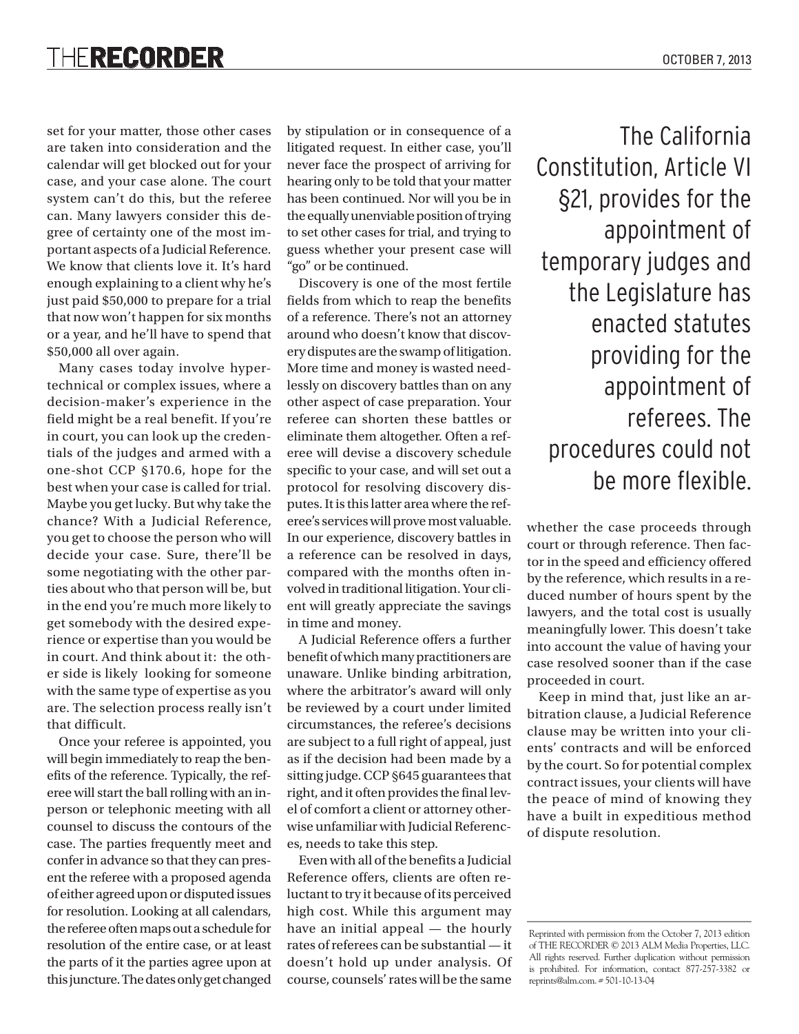set for your matter, those other cases are taken into consideration and the calendar will get blocked out for your case, and your case alone. The court system can't do this, but the referee can. Many lawyers consider this degree of certainty one of the most important aspects of a Judicial Reference. We know that clients love it. It's hard enough explaining to a client why he's just paid $50,000 to prepare for a trial that now won't happen for six months or a year, and he'll have to spend that $50,000 all over again.

Many cases today involve hypertechnical or complex issues, where a decision-maker's experience in the field might be a real benefit. If you're in court, you can look up the credentials of the judges and armed with a one-shot CCP §170.6, hope for the best when your case is called for trial. Maybe you get lucky. But why take the chance? With a Judicial Reference, you get to choose the person who will decide your case. Sure, there'll be some negotiating with the other parties about who that person will be, but in the end you're much more likely to get somebody with the desired experience or expertise than you would be in court. And think about it: the other side is likely looking for someone with the same type of expertise as you are. The selection process really isn't that difficult.

Once your referee is appointed, you will begin immediately to reap the benefits of the reference. Typically, the referee will start the ball rolling with an in-person or telephonic meeting with all counsel to discuss the contours of the case. The parties frequently meet and confer in advance so that they can present the referee with a proposed agenda of either agreed upon or disputed issues for resolution. Looking at all calendars, the referee often maps out a schedule for resolution of the entire case, or at least the parts of it the parties agree upon at this juncture. The dates only get changed by stipulation or in consequence of a litigated request. In either case, you'll never face the prospect of arriving for hearing only to be told that your matter has been continued. Nor will you be in the equally unenviable position of trying to set other cases for trial, and trying to guess whether your present case will "go" or be continued.

Discovery is one of the most fertile fields from which to reap the benefits of a reference. There's not an attorney around who doesn't know that discovery disputes are the swamp of litigation. More time and money is wasted needlessly on discovery battles than on any other aspect of case preparation. Your referee can shorten these battles or eliminate them altogether. Often a referee will devise a discovery schedule specific to your case, and will set out a protocol for resolving discovery disputes. It is this latter area where the referee's services will prove most valuable. In our experience, discovery battles in a reference can be resolved in days, compared with the months often involved in traditional litigation. Your client will greatly appreciate the savings in time and money.

A Judicial Reference offers a further benefit of which many practitioners are unaware. Unlike binding arbitration, where the arbitrator's award will only be reviewed by a court under limited circumstances, the referee's decisions are subject to a full right of appeal, just as if the decision had been made by a sitting judge. CCP §645 guarantees that right, and it often provides the final level of comfort a client or attorney otherwise unfamiliar with Judicial References, needs to take this step.

Even with all of the benefits a Judicial Reference offers, clients are often reluctant to try it because of its perceived high cost. While this argument may have an initial appeal — the hourly rates of referees can be substantial — it doesn't hold up under analysis. Of course, counsels' rates will be the same whether the case proceeds through court or through reference. Then factor in the speed and efficiency offered by the reference, which results in a reduced number of hours spent by the lawyers, and the total cost is usually meaningfully lower. This doesn't take into account the value of having your case resolved sooner than if the case proceeded in court.

Keep in mind that, just like an arbitration clause, a Judicial Reference clause may be written into your clients' contracts and will be enforced by the court. So for potential complex contract issues, your clients will have the peace of mind of knowing they have a built in expeditious method of dispute resolution.

> The California Constitution, Article VI §21, provides for the appointment of temporary judges and the Legislature has enacted statutes providing for the appointment of referees. The procedures could not be more flexible.

Reprinted with permission from the October 7, 2013 edition of THE RECORDER © 2013 ALM Media Properties, LLC. All rights reserved. Further duplication without permission is prohibited. For information, contact 877-257-3382 or reprints@alm.com. # 501-10-13-04